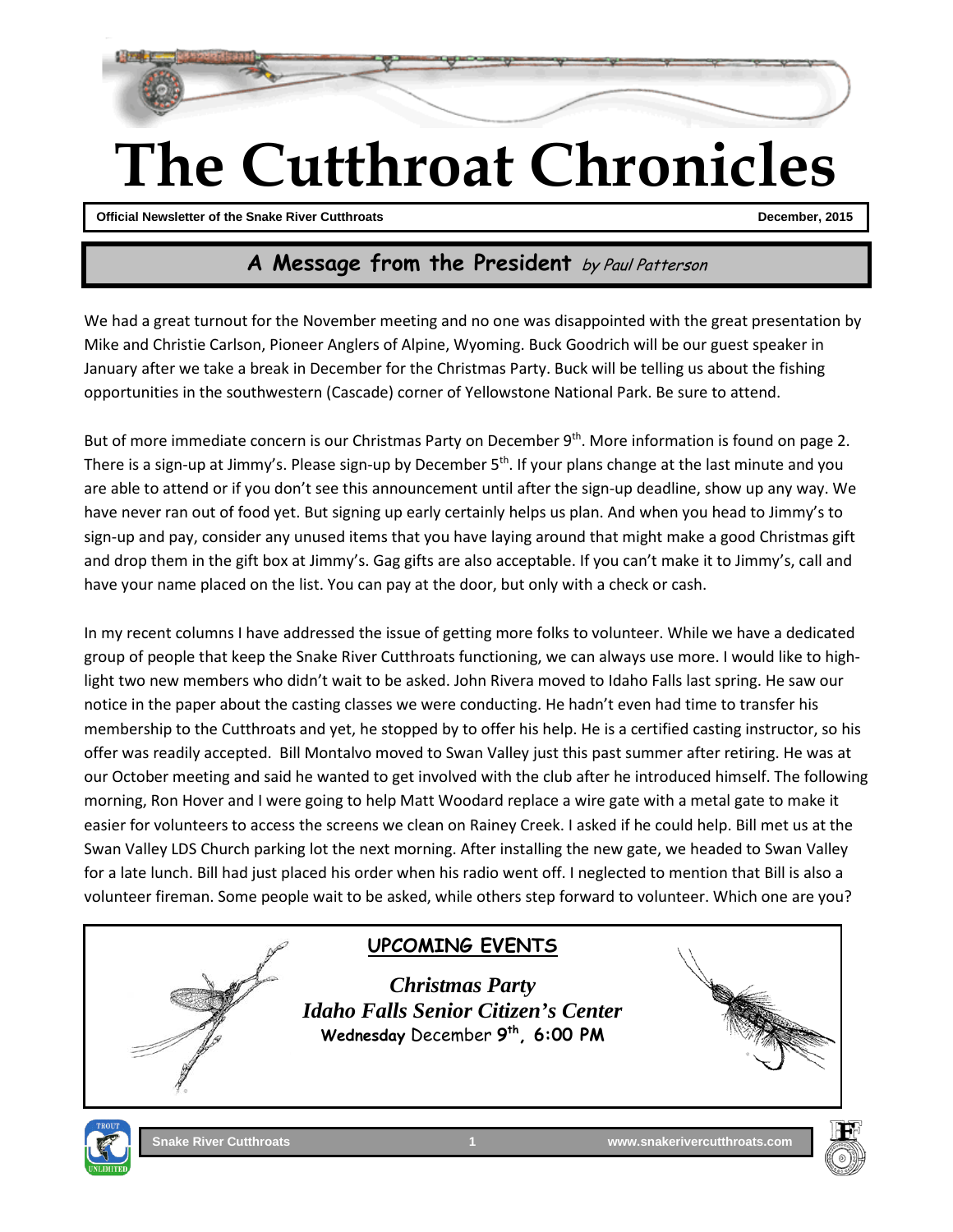# The Cutthroat Chronicles

**Official Newsletter of the Snake River Cutthroats** — **December, 2015**

## A Message from the President *by Paul Patterson*

We had a great turnout for the November meeting and no one was disappointed with the great presentation by Mike and Christie Carlson, Pioneer Anglers of Alpine, Wyoming. Buck Goodrich will be our guest speaker in January after we take a break in December for the Christmas Party. Buck will be telling us about the fishing opportunities in the southwestern (Cascade) corner of Yellowstone National Park. Be sure to attend.

But of more immediate concern is our Christmas Party on December 9th. More information is found on page 2. There is a sign-up at Jimmy's. Please sign-up by December 5th. If your plans change at the last minute and you are able to attend or if you don't see this announcement until after the sign-up deadline, show up any way. We have never ran out of food yet. But signing up early certainly helps us plan. And when you head to Jimmy's to sign-up and pay, consider any unused items that you have laying around that might make a good Christmas gift and drop them in the gift box at Jimmy's. Gag gifts are also acceptable. If you can't make it to Jimmy's, call and have your name placed on the list. You can pay at the door, but only with a check or cash.

In my recent columns I have addressed the issue of getting more folks to volunteer. While we have a dedicated group of people that keep the Snake River Cutthroats functioning, we can always use more. I would like to highlight two new members who didn't wait to be asked. John Rivera moved to Idaho Falls last spring. He saw our notice in the paper about the casting classes we were conducting. He hadn't even had time to transfer his membership to the Cutthroats and yet, he stopped by to offer his help. He is a certified casting instructor, so his offer was readily accepted. Bill Montalvo moved to Swan Valley just this past summer after retiring. He was at our October meeting and said he wanted to get involved with the club after he introduced himself. The following morning, Ron Hover and I were going to help Matt Woodard replace a wire gate with a metal gate to make it easier for volunteers to access the screens we clean on Rainey Creek. I asked if he could help. Bill met us at the Swan Valley LDS Church parking lot the next morning. After installing the new gate, we headed to Swan Valley for a late lunch. Bill had just placed his order when his radio went off. I neglected to mention that Bill is also a volunteer fireman. Some people wait to be asked, while others step forward to volunteer. Which one are you?

### UPCOMING EVENTS

***Christmas Party***
***Idaho Falls Senior Citizen's Center***
**Wednesday** December **9th, 6:00 PM**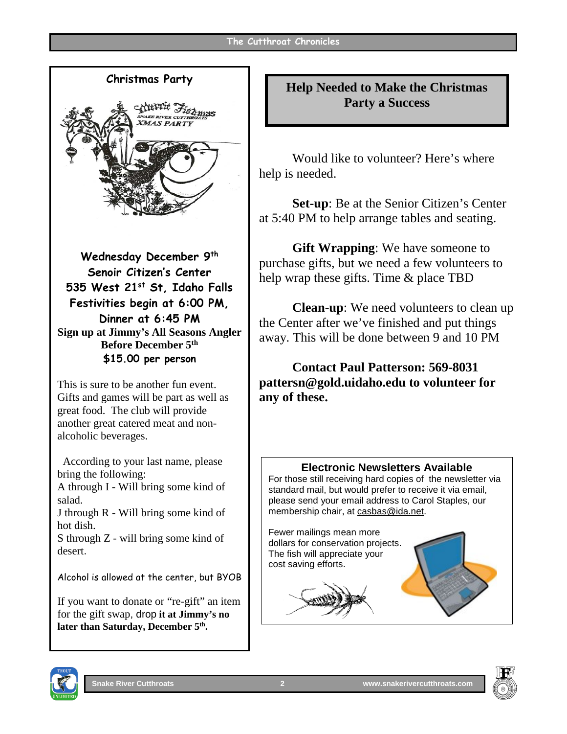## Christmas Party

**Wednesday December 9th**
**Senoir Citizen's Center**
**535 West 21st St, Idaho Falls**
**Festivities begin at 6:00 PM,**
**Dinner at 6:45 PM**
**Sign up at Jimmy's All Seasons Angler Before December 5th**
**$15.00 per person**

This is sure to be another fun event. Gifts and games will be part as well as great food. The club will provide another great catered meat and non-alcoholic beverages.

According to your last name, please bring the following:
A through I - Will bring some kind of salad.
J through R - Will bring some kind of hot dish.
S through Z - will bring some kind of desert.

Alcohol is allowed at the center, but BYOB

If you want to donate or "re-gift" an item for the gift swap, drop **it at Jimmy's no later than Saturday, December 5th.**

## Help Needed to Make the Christmas Party a Success

Would like to volunteer? Here's where help is needed.

**Set-up**: Be at the Senior Citizen's Center at 5:40 PM to help arrange tables and seating.

**Gift Wrapping**: We have someone to purchase gifts, but we need a few volunteers to help wrap these gifts. Time & place TBD

**Clean-up**: We need volunteers to clean up the Center after we've finished and put things away. This will be done between 9 and 10 PM

**Contact Paul Patterson: 569-8031 pattersn@gold.uidaho.edu to volunteer for any of these.**

### Electronic Newsletters Available

For those still receiving hard copies of the newsletter via standard mail, but would prefer to receive it via email, please send your email address to Carol Staples, our membership chair, at casbas@ida.net.

Fewer mailings mean more dollars for conservation projects. The fish will appreciate your cost saving efforts.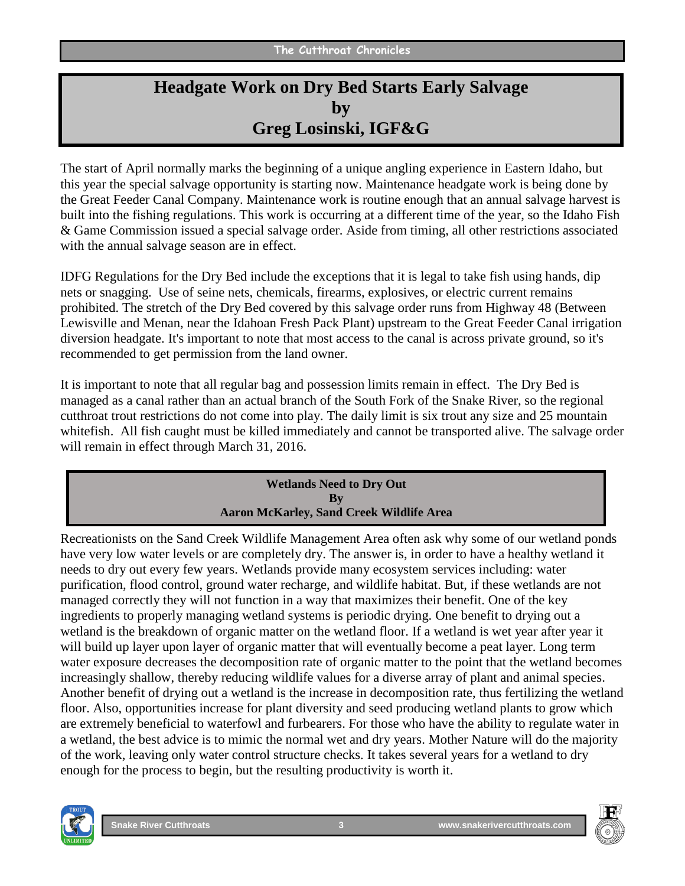## Headgate Work on Dry Bed Starts Early Salvage by Greg Losinski, IGF&G

The start of April normally marks the beginning of a unique angling experience in Eastern Idaho, but this year the special salvage opportunity is starting now. Maintenance headgate work is being done by the Great Feeder Canal Company. Maintenance work is routine enough that an annual salvage harvest is built into the fishing regulations. This work is occurring at a different time of the year, so the Idaho Fish & Game Commission issued a special salvage order. Aside from timing, all other restrictions associated with the annual salvage season are in effect.

IDFG Regulations for the Dry Bed include the exceptions that it is legal to take fish using hands, dip nets or snagging. Use of seine nets, chemicals, firearms, explosives, or electric current remains prohibited. The stretch of the Dry Bed covered by this salvage order runs from Highway 48 (Between Lewisville and Menan, near the Idahoan Fresh Pack Plant) upstream to the Great Feeder Canal irrigation diversion headgate. It's important to note that most access to the canal is across private ground, so it's recommended to get permission from the land owner.

It is important to note that all regular bag and possession limits remain in effect. The Dry Bed is managed as a canal rather than an actual branch of the South Fork of the Snake River, so the regional cutthroat trout restrictions do not come into play. The daily limit is six trout any size and 25 mountain whitefish. All fish caught must be killed immediately and cannot be transported alive. The salvage order will remain in effect through March 31, 2016.

### Wetlands Need to Dry Out By Aaron McKarley, Sand Creek Wildlife Area

Recreationists on the Sand Creek Wildlife Management Area often ask why some of our wetland ponds have very low water levels or are completely dry. The answer is, in order to have a healthy wetland it needs to dry out every few years. Wetlands provide many ecosystem services including: water purification, flood control, ground water recharge, and wildlife habitat. But, if these wetlands are not managed correctly they will not function in a way that maximizes their benefit. One of the key ingredients to properly managing wetland systems is periodic drying. One benefit to drying out a wetland is the breakdown of organic matter on the wetland floor. If a wetland is wet year after year it will build up layer upon layer of organic matter that will eventually become a peat layer. Long term water exposure decreases the decomposition rate of organic matter to the point that the wetland becomes increasingly shallow, thereby reducing wildlife values for a diverse array of plant and animal species. Another benefit of drying out a wetland is the increase in decomposition rate, thus fertilizing the wetland floor. Also, opportunities increase for plant diversity and seed producing wetland plants to grow which are extremely beneficial to waterfowl and furbearers. For those who have the ability to regulate water in a wetland, the best advice is to mimic the normal wet and dry years. Mother Nature will do the majority of the work, leaving only water control structure checks. It takes several years for a wetland to dry enough for the process to begin, but the resulting productivity is worth it.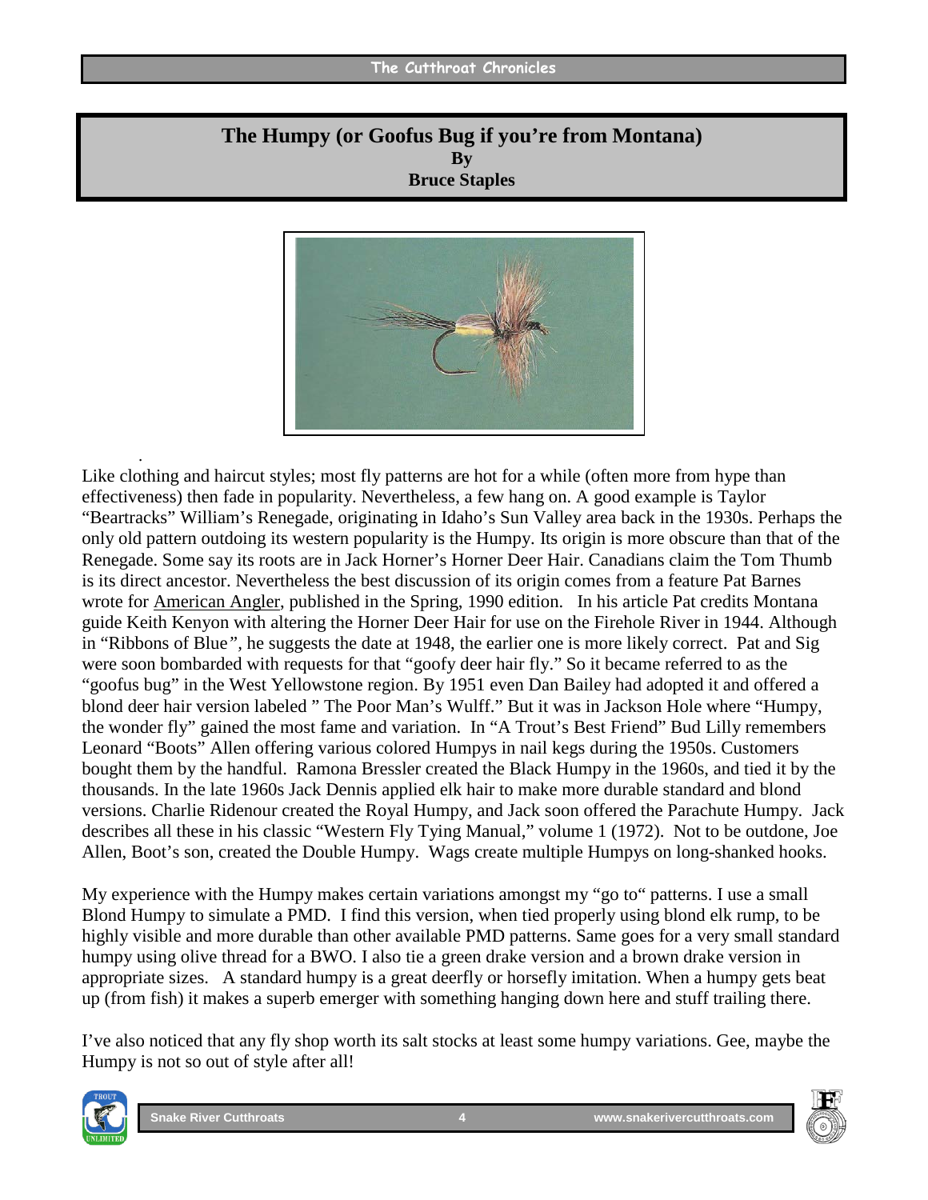# The Humpy (or Goofus Bug if you're from Montana)

**By**

**Bruce Staples**

Like clothing and haircut styles; most fly patterns are hot for a while (often more from hype than effectiveness) then fade in popularity. Nevertheless, a few hang on. A good example is Taylor "Beartracks" William's Renegade, originating in Idaho's Sun Valley area back in the 1930s. Perhaps the only old pattern outdoing its western popularity is the Humpy. Its origin is more obscure than that of the Renegade. Some say its roots are in Jack Horner's Horner Deer Hair. Canadians claim the Tom Thumb is its direct ancestor. Nevertheless the best discussion of its origin comes from a feature Pat Barnes wrote for American Angler, published in the Spring, 1990 edition. In his article Pat credits Montana guide Keith Kenyon with altering the Horner Deer Hair for use on the Firehole River in 1944. Although in "Ribbons of Blue", he suggests the date at 1948, the earlier one is more likely correct. Pat and Sig were soon bombarded with requests for that "goofy deer hair fly." So it became referred to as the "goofus bug" in the West Yellowstone region. By 1951 even Dan Bailey had adopted it and offered a blond deer hair version labeled " The Poor Man's Wulff." But it was in Jackson Hole where "Humpy, the wonder fly" gained the most fame and variation. In "A Trout's Best Friend" Bud Lilly remembers Leonard "Boots" Allen offering various colored Humpys in nail kegs during the 1950s. Customers bought them by the handful. Ramona Bressler created the Black Humpy in the 1960s, and tied it by the thousands. In the late 1960s Jack Dennis applied elk hair to make more durable standard and blond versions. Charlie Ridenour created the Royal Humpy, and Jack soon offered the Parachute Humpy. Jack describes all these in his classic "Western Fly Tying Manual," volume 1 (1972). Not to be outdone, Joe Allen, Boot's son, created the Double Humpy. Wags create multiple Humpys on long-shanked hooks.

My experience with the Humpy makes certain variations amongst my "go to" patterns. I use a small Blond Humpy to simulate a PMD. I find this version, when tied properly using blond elk rump, to be highly visible and more durable than other available PMD patterns. Same goes for a very small standard humpy using olive thread for a BWO. I also tie a green drake version and a brown drake version in appropriate sizes. A standard humpy is a great deerfly or horsefly imitation. When a humpy gets beat up (from fish) it makes a superb emerger with something hanging down here and stuff trailing there.

I've also noticed that any fly shop worth its salt stocks at least some humpy variations. Gee, maybe the Humpy is not so out of style after all!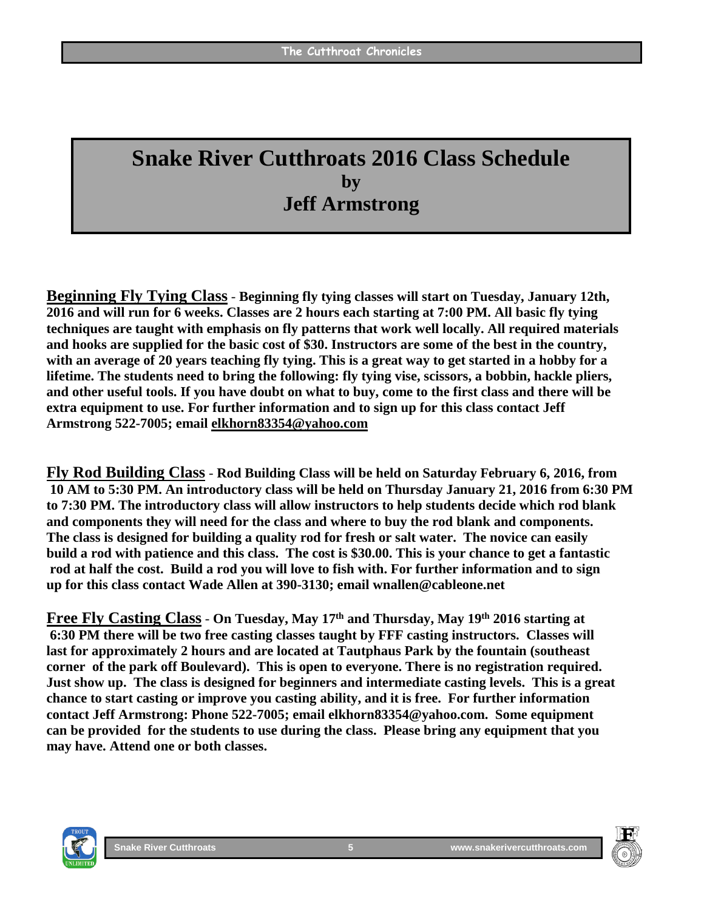# Snake River Cutthroats 2016 Class Schedule
## by
## Jeff Armstrong

**Beginning Fly Tying Class - Beginning fly tying classes will start on Tuesday, January 12th, 2016 and will run for 6 weeks. Classes are 2 hours each starting at 7:00 PM. All basic fly tying techniques are taught with emphasis on fly patterns that work well locally. All required materials and hooks are supplied for the basic cost of $30. Instructors are some of the best in the country, with an average of 20 years teaching fly tying. This is a great way to get started in a hobby for a lifetime. The students need to bring the following: fly tying vise, scissors, a bobbin, hackle pliers, and other useful tools. If you have doubt on what to buy, come to the first class and there will be extra equipment to use. For further information and to sign up for this class contact Jeff Armstrong 522-7005; email elkhorn83354@yahoo.com**

**Fly Rod Building Class - Rod Building Class will be held on Saturday February 6, 2016, from 10 AM to 5:30 PM. An introductory class will be held on Thursday January 21, 2016 from 6:30 PM to 7:30 PM. The introductory class will allow instructors to help students decide which rod blank and components they will need for the class and where to buy the rod blank and components. The class is designed for building a quality rod for fresh or salt water. The novice can easily build a rod with patience and this class. The cost is $30.00. This is your chance to get a fantastic rod at half the cost. Build a rod you will love to fish with. For further information and to sign up for this class contact Wade Allen at 390-3130; email wnallen@cableone.net**

**Free Fly Casting Class - On Tuesday, May 17th and Thursday, May 19th 2016 starting at 6:30 PM there will be two free casting classes taught by FFF casting instructors. Classes will last for approximately 2 hours and are located at Tautphaus Park by the fountain (southeast corner of the park off Boulevard). This is open to everyone. There is no registration required. Just show up. The class is designed for beginners and intermediate casting levels. This is a great chance to start casting or improve you casting ability, and it is free. For further information contact Jeff Armstrong: Phone 522-7005; email elkhorn83354@yahoo.com. Some equipment can be provided for the students to use during the class. Please bring any equipment that you may have. Attend one or both classes.**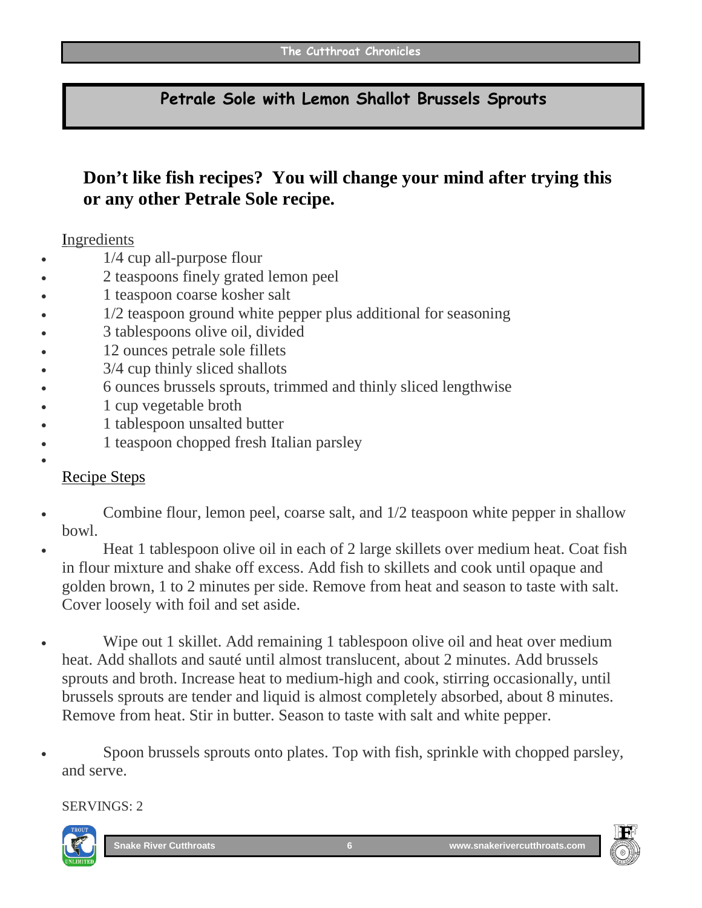# Petrale Sole with Lemon Shallot Brussels Sprouts

**Don't like fish recipes? You will change your mind after trying this or any other Petrale Sole recipe.**

Ingredients

- 1/4 cup all-purpose flour
- 2 teaspoons finely grated lemon peel
- 1 teaspoon coarse kosher salt
- 1/2 teaspoon ground white pepper plus additional for seasoning
- 3 tablespoons olive oil, divided
- 12 ounces petrale sole fillets
- 3/4 cup thinly sliced shallots
- 6 ounces brussels sprouts, trimmed and thinly sliced lengthwise
- 1 cup vegetable broth
- 1 tablespoon unsalted butter
- 1 teaspoon chopped fresh Italian parsley

Recipe Steps

- Combine flour, lemon peel, coarse salt, and 1/2 teaspoon white pepper in shallow bowl.
- Heat 1 tablespoon olive oil in each of 2 large skillets over medium heat. Coat fish in flour mixture and shake off excess. Add fish to skillets and cook until opaque and golden brown, 1 to 2 minutes per side. Remove from heat and season to taste with salt. Cover loosely with foil and set aside.
- Wipe out 1 skillet. Add remaining 1 tablespoon olive oil and heat over medium heat. Add shallots and sauté until almost translucent, about 2 minutes. Add brussels sprouts and broth. Increase heat to medium-high and cook, stirring occasionally, until brussels sprouts are tender and liquid is almost completely absorbed, about 8 minutes. Remove from heat. Stir in butter. Season to taste with salt and white pepper.
- Spoon brussels sprouts onto plates. Top with fish, sprinkle with chopped parsley, and serve.

SERVINGS: 2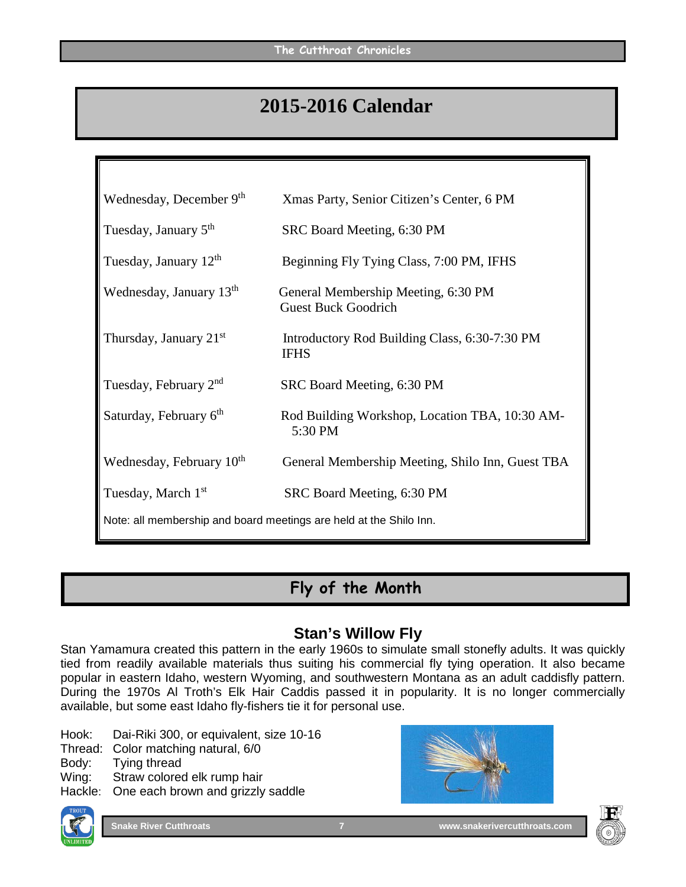# 2015-2016 Calendar

| | |
|---|---|
| Wednesday, December 9th | Xmas Party, Senior Citizen's Center, 6 PM |
| Tuesday, January 5th | SRC Board Meeting, 6:30 PM |
| Tuesday, January 12th | Beginning Fly Tying Class, 7:00 PM, IFHS |
| Wednesday, January 13th | General Membership Meeting, 6:30 PM Guest Buck Goodrich |
| Thursday, January 21st | Introductory Rod Building Class, 6:30-7:30 PM IFHS |
| Tuesday, February 2nd | SRC Board Meeting, 6:30 PM |
| Saturday, February 6th | Rod Building Workshop, Location TBA, 10:30 AM-5:30 PM |
| Wednesday, February 10th | General Membership Meeting, Shilo Inn, Guest TBA |
| Tuesday, March 1st | SRC Board Meeting, 6:30 PM |

Note: all membership and board meetings are held at the Shilo Inn.

# Fly of the Month

## Stan's Willow Fly

Stan Yamamura created this pattern in the early 1960s to simulate small stonefly adults. It was quickly tied from readily available materials thus suiting his commercial fly tying operation. It also became popular in eastern Idaho, western Wyoming, and southwestern Montana as an adult caddisfly pattern. During the 1970s Al Troth's Elk Hair Caddis passed it in popularity. It is no longer commercially available, but some east Idaho fly-fishers tie it for personal use.

Hook: Dai-Riki 300, or equivalent, size 10-16
Thread: Color matching natural, 6/0
Body: Tying thread
Wing: Straw colored elk rump hair
Hackle: One each brown and grizzly saddle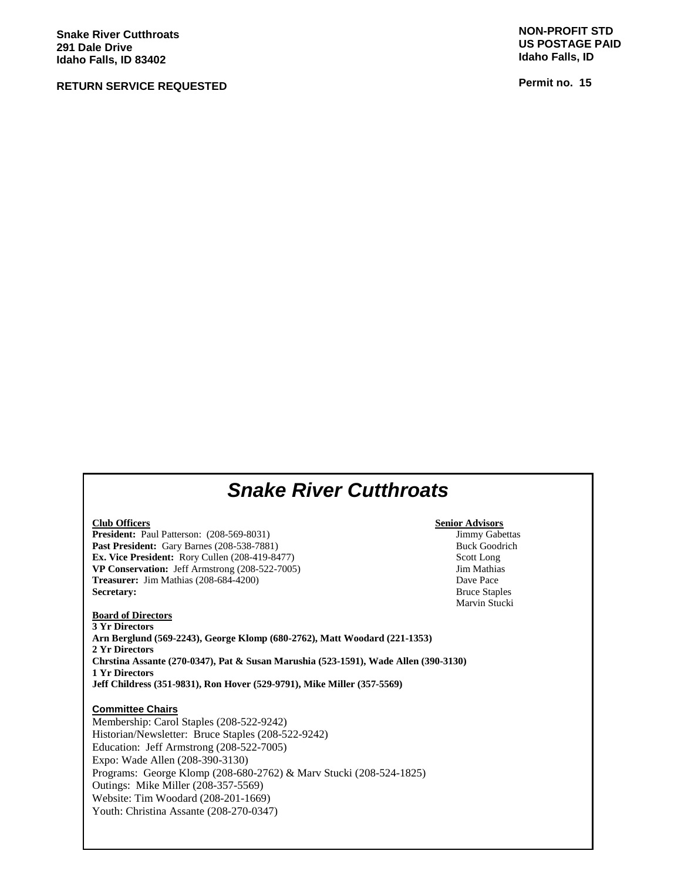**Snake River Cutthroats**
**291 Dale Drive**
**Idaho Falls, ID 83402**

**RETURN SERVICE REQUESTED**

**NON-PROFIT STD**
**US POSTAGE PAID**
**Idaho Falls, ID**

**Permit no. 15**

# *Snake River Cutthroats*

**Club Officers**

**President:** Paul Patterson: (208-569-8031)
**Past President:** Gary Barnes (208-538-7881)
**Ex. Vice President:** Rory Cullen (208-419-8477)
**VP Conservation:** Jeff Armstrong (208-522-7005)
**Treasurer:** Jim Mathias (208-684-4200)
**Secretary:**

**Senior Advisors**

Jimmy Gabettas
Buck Goodrich
Scott Long
Jim Mathias
Dave Pace
Bruce Staples
Marvin Stucki

**Board of Directors**

**3 Yr Directors**
**Arn Berglund (569-2243), George Klomp (680-2762), Matt Woodard (221-1353)**
**2 Yr Directors**
**Chrstina Assante (270-0347), Pat & Susan Marushia (523-1591), Wade Allen (390-3130)**
**1 Yr Directors**
**Jeff Childress (351-9831), Ron Hover (529-9791), Mike Miller (357-5569)**

**Committee Chairs**

Membership: Carol Staples (208-522-9242)
Historian/Newsletter: Bruce Staples (208-522-9242)
Education: Jeff Armstrong (208-522-7005)
Expo: Wade Allen (208-390-3130)
Programs: George Klomp (208-680-2762) & Marv Stucki (208-524-1825)
Outings: Mike Miller (208-357-5569)
Website: Tim Woodard (208-201-1669)
Youth: Christina Assante (208-270-0347)